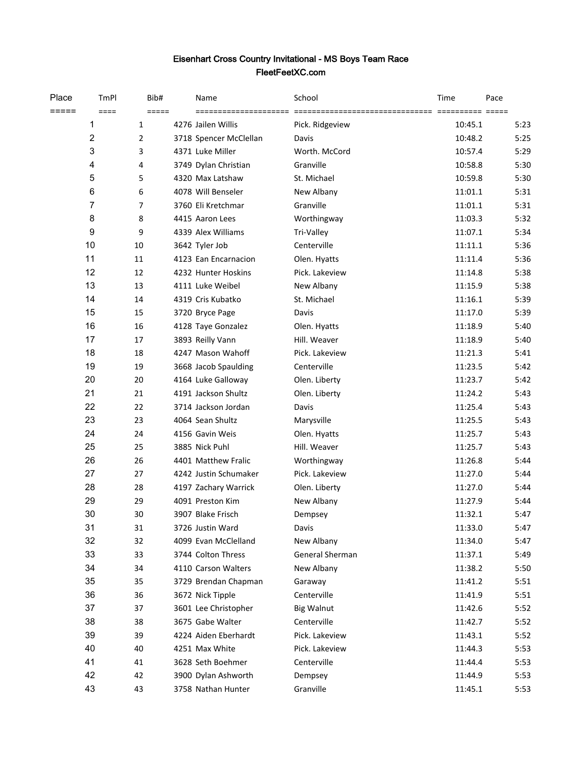# Eisenhart Cross Country Invitational - MS Boys Team Race

## FleetFeetXC.com

| Place | TmPl | Bib# | Name | School | Time | Pace |
|---|---|---|---|---|---|---|
| 1 | 1 | 4276 | Jailen Willis | Pick. Ridgeview | 10:45.1 | 5:23 |
| 2 | 2 | 3718 | Spencer McClellan | Davis | 10:48.2 | 5:25 |
| 3 | 3 | 4371 | Luke Miller | Worth. McCord | 10:57.4 | 5:29 |
| 4 | 4 | 3749 | Dylan Christian | Granville | 10:58.8 | 5:30 |
| 5 | 5 | 4320 | Max Latshaw | St. Michael | 10:59.8 | 5:30 |
| 6 | 6 | 4078 | Will Benseler | New Albany | 11:01.1 | 5:31 |
| 7 | 7 | 3760 | Eli Kretchmar | Granville | 11:01.1 | 5:31 |
| 8 | 8 | 4415 | Aaron Lees | Worthingway | 11:03.3 | 5:32 |
| 9 | 9 | 4339 | Alex Williams | Tri-Valley | 11:07.1 | 5:34 |
| 10 | 10 | 3642 | Tyler Job | Centerville | 11:11.1 | 5:36 |
| 11 | 11 | 4123 | Ean Encarnacion | Olen. Hyatts | 11:11.4 | 5:36 |
| 12 | 12 | 4232 | Hunter Hoskins | Pick. Lakeview | 11:14.8 | 5:38 |
| 13 | 13 | 4111 | Luke Weibel | New Albany | 11:15.9 | 5:38 |
| 14 | 14 | 4319 | Cris Kubatko | St. Michael | 11:16.1 | 5:39 |
| 15 | 15 | 3720 | Bryce Page | Davis | 11:17.0 | 5:39 |
| 16 | 16 | 4128 | Taye Gonzalez | Olen. Hyatts | 11:18.9 | 5:40 |
| 17 | 17 | 3893 | Reilly Vann | Hill. Weaver | 11:18.9 | 5:40 |
| 18 | 18 | 4247 | Mason Wahoff | Pick. Lakeview | 11:21.3 | 5:41 |
| 19 | 19 | 3668 | Jacob Spaulding | Centerville | 11:23.5 | 5:42 |
| 20 | 20 | 4164 | Luke Galloway | Olen. Liberty | 11:23.7 | 5:42 |
| 21 | 21 | 4191 | Jackson Shultz | Olen. Liberty | 11:24.2 | 5:43 |
| 22 | 22 | 3714 | Jackson Jordan | Davis | 11:25.4 | 5:43 |
| 23 | 23 | 4064 | Sean Shultz | Marysville | 11:25.5 | 5:43 |
| 24 | 24 | 4156 | Gavin Weis | Olen. Hyatts | 11:25.7 | 5:43 |
| 25 | 25 | 3885 | Nick Puhl | Hill. Weaver | 11:25.7 | 5:43 |
| 26 | 26 | 4401 | Matthew Fralic | Worthingway | 11:26.8 | 5:44 |
| 27 | 27 | 4242 | Justin Schumaker | Pick. Lakeview | 11:27.0 | 5:44 |
| 28 | 28 | 4197 | Zachary Warrick | Olen. Liberty | 11:27.0 | 5:44 |
| 29 | 29 | 4091 | Preston Kim | New Albany | 11:27.9 | 5:44 |
| 30 | 30 | 3907 | Blake Frisch | Dempsey | 11:32.1 | 5:47 |
| 31 | 31 | 3726 | Justin Ward | Davis | 11:33.0 | 5:47 |
| 32 | 32 | 4099 | Evan McClelland | New Albany | 11:34.0 | 5:47 |
| 33 | 33 | 3744 | Colton Thress | General Sherman | 11:37.1 | 5:49 |
| 34 | 34 | 4110 | Carson Walters | New Albany | 11:38.2 | 5:50 |
| 35 | 35 | 3729 | Brendan Chapman | Garaway | 11:41.2 | 5:51 |
| 36 | 36 | 3672 | Nick Tipple | Centerville | 11:41.9 | 5:51 |
| 37 | 37 | 3601 | Lee Christopher | Big Walnut | 11:42.6 | 5:52 |
| 38 | 38 | 3675 | Gabe Walter | Centerville | 11:42.7 | 5:52 |
| 39 | 39 | 4224 | Aiden Eberhardt | Pick. Lakeview | 11:43.1 | 5:52 |
| 40 | 40 | 4251 | Max White | Pick. Lakeview | 11:44.3 | 5:53 |
| 41 | 41 | 3628 | Seth Boehmer | Centerville | 11:44.4 | 5:53 |
| 42 | 42 | 3900 | Dylan Ashworth | Dempsey | 11:44.9 | 5:53 |
| 43 | 43 | 3758 | Nathan Hunter | Granville | 11:45.1 | 5:53 |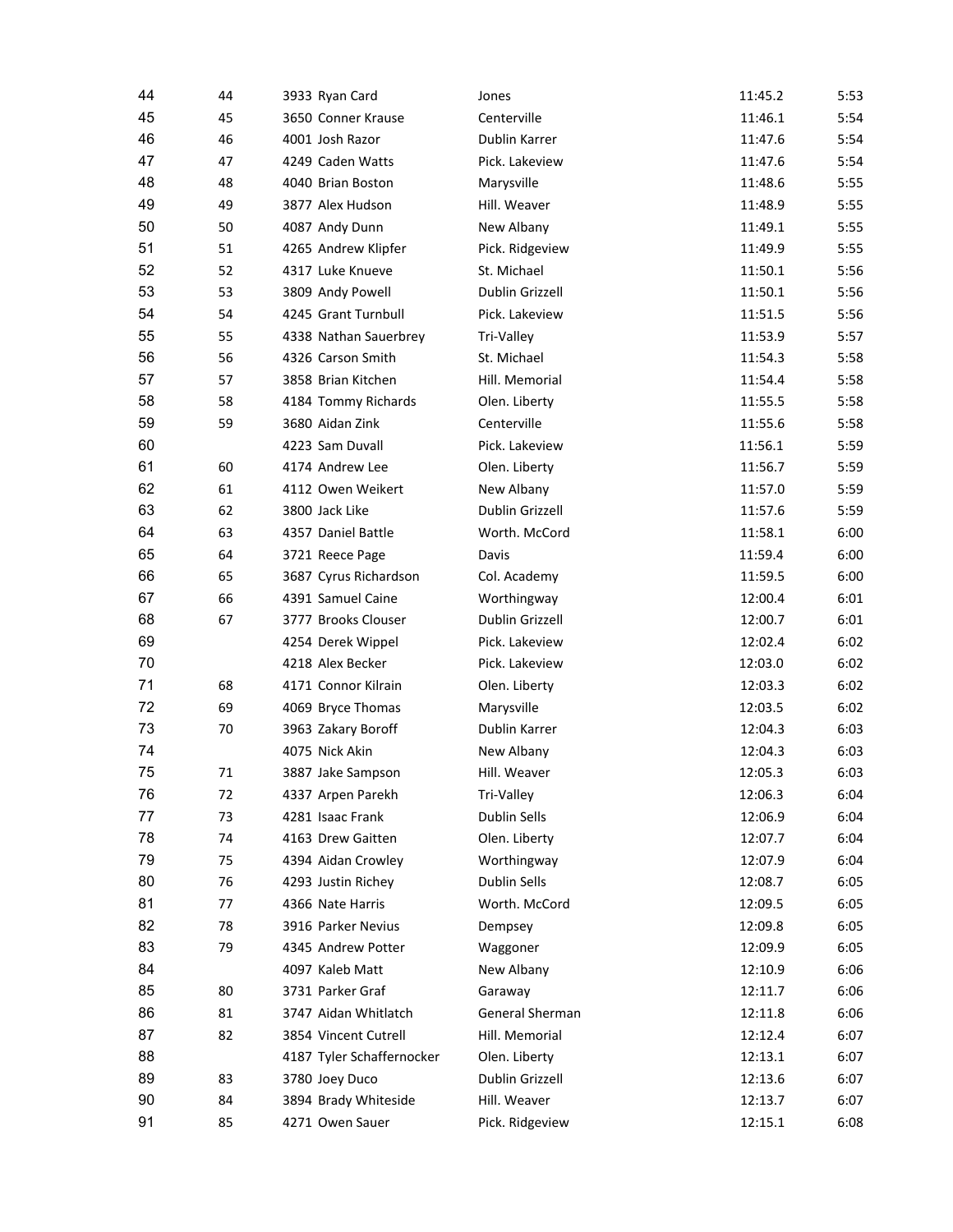| | | | | | |
|---|---|---|---|---|---|
| 44 | 44 | 3933 Ryan Card | Jones | 11:45.2 | 5:53 |
| 45 | 45 | 3650 Conner Krause | Centerville | 11:46.1 | 5:54 |
| 46 | 46 | 4001 Josh Razor | Dublin Karrer | 11:47.6 | 5:54 |
| 47 | 47 | 4249 Caden Watts | Pick. Lakeview | 11:47.6 | 5:54 |
| 48 | 48 | 4040 Brian Boston | Marysville | 11:48.6 | 5:55 |
| 49 | 49 | 3877 Alex Hudson | Hill. Weaver | 11:48.9 | 5:55 |
| 50 | 50 | 4087 Andy Dunn | New Albany | 11:49.1 | 5:55 |
| 51 | 51 | 4265 Andrew Klipfer | Pick. Ridgeview | 11:49.9 | 5:55 |
| 52 | 52 | 4317 Luke Knueve | St. Michael | 11:50.1 | 5:56 |
| 53 | 53 | 3809 Andy Powell | Dublin Grizzell | 11:50.1 | 5:56 |
| 54 | 54 | 4245 Grant Turnbull | Pick. Lakeview | 11:51.5 | 5:56 |
| 55 | 55 | 4338 Nathan Sauerbrey | Tri-Valley | 11:53.9 | 5:57 |
| 56 | 56 | 4326 Carson Smith | St. Michael | 11:54.3 | 5:58 |
| 57 | 57 | 3858 Brian Kitchen | Hill. Memorial | 11:54.4 | 5:58 |
| 58 | 58 | 4184 Tommy Richards | Olen. Liberty | 11:55.5 | 5:58 |
| 59 | 59 | 3680 Aidan Zink | Centerville | 11:55.6 | 5:58 |
| 60 | | 4223 Sam Duvall | Pick. Lakeview | 11:56.1 | 5:59 |
| 61 | 60 | 4174 Andrew Lee | Olen. Liberty | 11:56.7 | 5:59 |
| 62 | 61 | 4112 Owen Weikert | New Albany | 11:57.0 | 5:59 |
| 63 | 62 | 3800 Jack Like | Dublin Grizzell | 11:57.6 | 5:59 |
| 64 | 63 | 4357 Daniel Battle | Worth. McCord | 11:58.1 | 6:00 |
| 65 | 64 | 3721 Reece Page | Davis | 11:59.4 | 6:00 |
| 66 | 65 | 3687 Cyrus Richardson | Col. Academy | 11:59.5 | 6:00 |
| 67 | 66 | 4391 Samuel Caine | Worthingway | 12:00.4 | 6:01 |
| 68 | 67 | 3777 Brooks Clouser | Dublin Grizzell | 12:00.7 | 6:01 |
| 69 | | 4254 Derek Wippel | Pick. Lakeview | 12:02.4 | 6:02 |
| 70 | | 4218 Alex Becker | Pick. Lakeview | 12:03.0 | 6:02 |
| 71 | 68 | 4171 Connor Kilrain | Olen. Liberty | 12:03.3 | 6:02 |
| 72 | 69 | 4069 Bryce Thomas | Marysville | 12:03.5 | 6:02 |
| 73 | 70 | 3963 Zakary Boroff | Dublin Karrer | 12:04.3 | 6:03 |
| 74 | | 4075 Nick Akin | New Albany | 12:04.3 | 6:03 |
| 75 | 71 | 3887 Jake Sampson | Hill. Weaver | 12:05.3 | 6:03 |
| 76 | 72 | 4337 Arpen Parekh | Tri-Valley | 12:06.3 | 6:04 |
| 77 | 73 | 4281 Isaac Frank | Dublin Sells | 12:06.9 | 6:04 |
| 78 | 74 | 4163 Drew Gaitten | Olen. Liberty | 12:07.7 | 6:04 |
| 79 | 75 | 4394 Aidan Crowley | Worthingway | 12:07.9 | 6:04 |
| 80 | 76 | 4293 Justin Richey | Dublin Sells | 12:08.7 | 6:05 |
| 81 | 77 | 4366 Nate Harris | Worth. McCord | 12:09.5 | 6:05 |
| 82 | 78 | 3916 Parker Nevius | Dempsey | 12:09.8 | 6:05 |
| 83 | 79 | 4345 Andrew Potter | Waggoner | 12:09.9 | 6:05 |
| 84 | | 4097 Kaleb Matt | New Albany | 12:10.9 | 6:06 |
| 85 | 80 | 3731 Parker Graf | Garaway | 12:11.7 | 6:06 |
| 86 | 81 | 3747 Aidan Whitlatch | General Sherman | 12:11.8 | 6:06 |
| 87 | 82 | 3854 Vincent Cutrell | Hill. Memorial | 12:12.4 | 6:07 |
| 88 | | 4187 Tyler Schaffernocker | Olen. Liberty | 12:13.1 | 6:07 |
| 89 | 83 | 3780 Joey Duco | Dublin Grizzell | 12:13.6 | 6:07 |
| 90 | 84 | 3894 Brady Whiteside | Hill. Weaver | 12:13.7 | 6:07 |
| 91 | 85 | 4271 Owen Sauer | Pick. Ridgeview | 12:15.1 | 6:08 |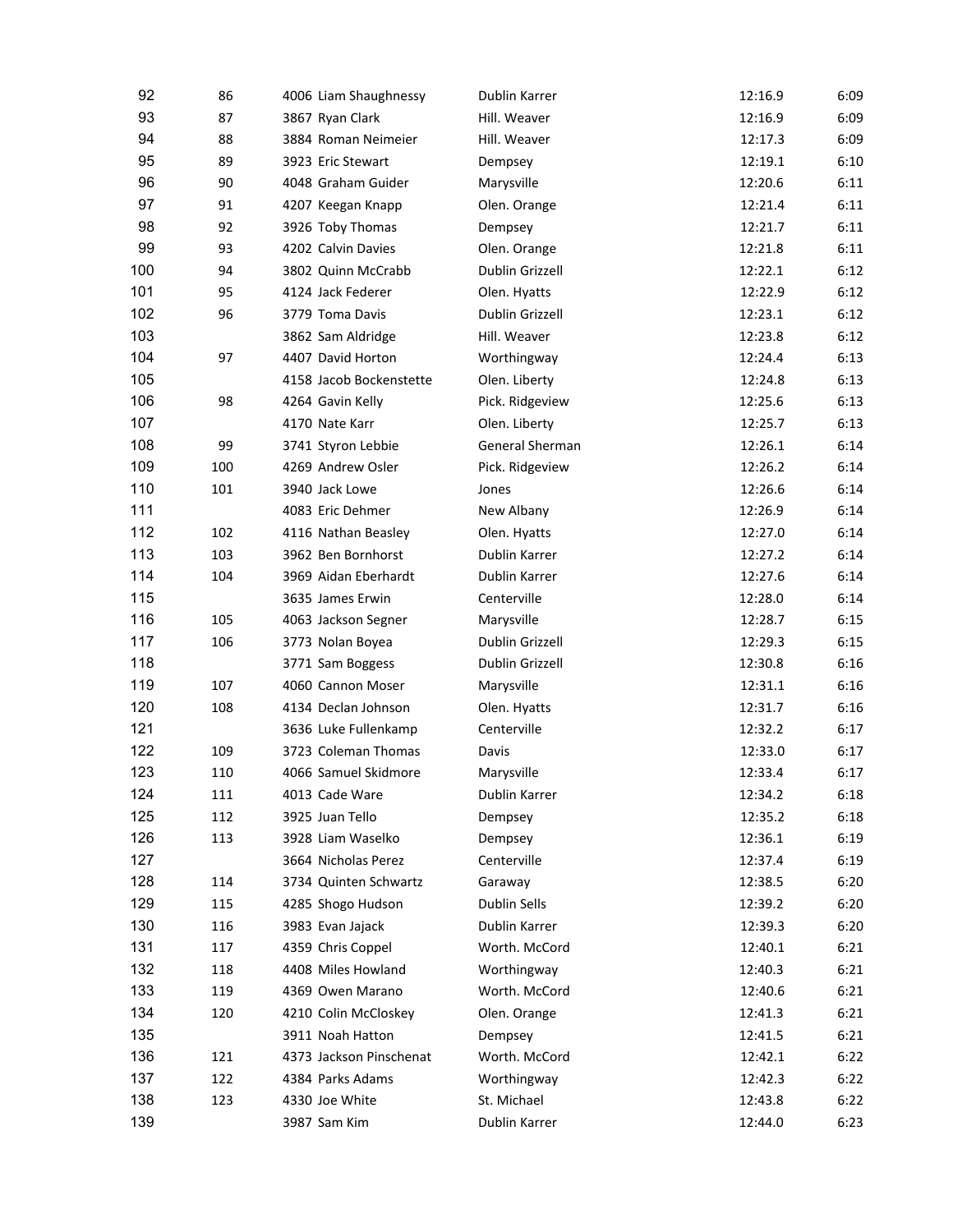| | | | | | |
|---|---|---|---|---|---|
| 92 | 86 | 4006 Liam Shaughnessy | Dublin Karrer | 12:16.9 | 6:09 |
| 93 | 87 | 3867 Ryan Clark | Hill. Weaver | 12:16.9 | 6:09 |
| 94 | 88 | 3884 Roman Neimeier | Hill. Weaver | 12:17.3 | 6:09 |
| 95 | 89 | 3923 Eric Stewart | Dempsey | 12:19.1 | 6:10 |
| 96 | 90 | 4048 Graham Guider | Marysville | 12:20.6 | 6:11 |
| 97 | 91 | 4207 Keegan Knapp | Olen. Orange | 12:21.4 | 6:11 |
| 98 | 92 | 3926 Toby Thomas | Dempsey | 12:21.7 | 6:11 |
| 99 | 93 | 4202 Calvin Davies | Olen. Orange | 12:21.8 | 6:11 |
| 100 | 94 | 3802 Quinn McCrabb | Dublin Grizzell | 12:22.1 | 6:12 |
| 101 | 95 | 4124 Jack Federer | Olen. Hyatts | 12:22.9 | 6:12 |
| 102 | 96 | 3779 Toma Davis | Dublin Grizzell | 12:23.1 | 6:12 |
| 103 | | 3862 Sam Aldridge | Hill. Weaver | 12:23.8 | 6:12 |
| 104 | 97 | 4407 David Horton | Worthingway | 12:24.4 | 6:13 |
| 105 | | 4158 Jacob Bockenstette | Olen. Liberty | 12:24.8 | 6:13 |
| 106 | 98 | 4264 Gavin Kelly | Pick. Ridgeview | 12:25.6 | 6:13 |
| 107 | | 4170 Nate Karr | Olen. Liberty | 12:25.7 | 6:13 |
| 108 | 99 | 3741 Styron Lebbie | General Sherman | 12:26.1 | 6:14 |
| 109 | 100 | 4269 Andrew Osler | Pick. Ridgeview | 12:26.2 | 6:14 |
| 110 | 101 | 3940 Jack Lowe | Jones | 12:26.6 | 6:14 |
| 111 | | 4083 Eric Dehmer | New Albany | 12:26.9 | 6:14 |
| 112 | 102 | 4116 Nathan Beasley | Olen. Hyatts | 12:27.0 | 6:14 |
| 113 | 103 | 3962 Ben Bornhorst | Dublin Karrer | 12:27.2 | 6:14 |
| 114 | 104 | 3969 Aidan Eberhardt | Dublin Karrer | 12:27.6 | 6:14 |
| 115 | | 3635 James Erwin | Centerville | 12:28.0 | 6:14 |
| 116 | 105 | 4063 Jackson Segner | Marysville | 12:28.7 | 6:15 |
| 117 | 106 | 3773 Nolan Boyea | Dublin Grizzell | 12:29.3 | 6:15 |
| 118 | | 3771 Sam Boggess | Dublin Grizzell | 12:30.8 | 6:16 |
| 119 | 107 | 4060 Cannon Moser | Marysville | 12:31.1 | 6:16 |
| 120 | 108 | 4134 Declan Johnson | Olen. Hyatts | 12:31.7 | 6:16 |
| 121 | | 3636 Luke Fullenkamp | Centerville | 12:32.2 | 6:17 |
| 122 | 109 | 3723 Coleman Thomas | Davis | 12:33.0 | 6:17 |
| 123 | 110 | 4066 Samuel Skidmore | Marysville | 12:33.4 | 6:17 |
| 124 | 111 | 4013 Cade Ware | Dublin Karrer | 12:34.2 | 6:18 |
| 125 | 112 | 3925 Juan Tello | Dempsey | 12:35.2 | 6:18 |
| 126 | 113 | 3928 Liam Waselko | Dempsey | 12:36.1 | 6:19 |
| 127 | | 3664 Nicholas Perez | Centerville | 12:37.4 | 6:19 |
| 128 | 114 | 3734 Quinten Schwartz | Garaway | 12:38.5 | 6:20 |
| 129 | 115 | 4285 Shogo Hudson | Dublin Sells | 12:39.2 | 6:20 |
| 130 | 116 | 3983 Evan Jajack | Dublin Karrer | 12:39.3 | 6:20 |
| 131 | 117 | 4359 Chris Coppel | Worth. McCord | 12:40.1 | 6:21 |
| 132 | 118 | 4408 Miles Howland | Worthingway | 12:40.3 | 6:21 |
| 133 | 119 | 4369 Owen Marano | Worth. McCord | 12:40.6 | 6:21 |
| 134 | 120 | 4210 Colin McCloskey | Olen. Orange | 12:41.3 | 6:21 |
| 135 | | 3911 Noah Hatton | Dempsey | 12:41.5 | 6:21 |
| 136 | 121 | 4373 Jackson Pinschenat | Worth. McCord | 12:42.1 | 6:22 |
| 137 | 122 | 4384 Parks Adams | Worthingway | 12:42.3 | 6:22 |
| 138 | 123 | 4330 Joe White | St. Michael | 12:43.8 | 6:22 |
| 139 | | 3987 Sam Kim | Dublin Karrer | 12:44.0 | 6:23 |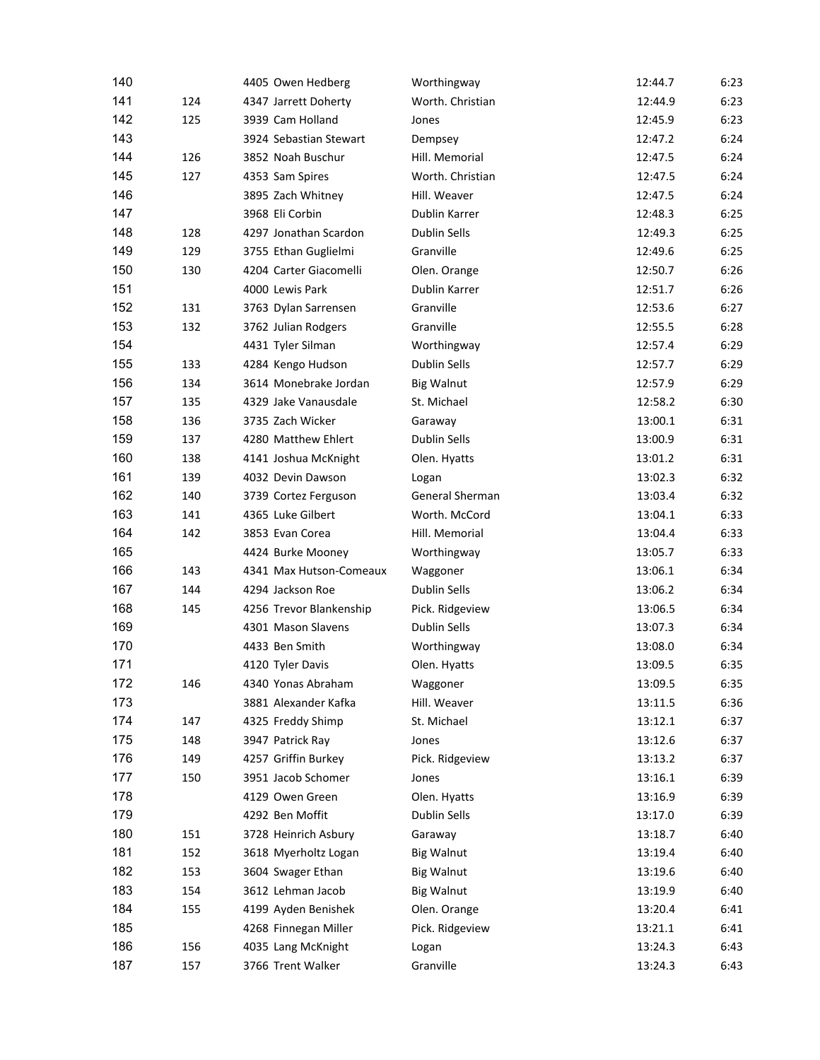| | | | | | |
|---|---|---|---|---|---|
| 140 | | 4405 Owen Hedberg | Worthingway | 12:44.7 | 6:23 |
| 141 | 124 | 4347 Jarrett Doherty | Worth. Christian | 12:44.9 | 6:23 |
| 142 | 125 | 3939 Cam Holland | Jones | 12:45.9 | 6:23 |
| 143 | | 3924 Sebastian Stewart | Dempsey | 12:47.2 | 6:24 |
| 144 | 126 | 3852 Noah Buschur | Hill. Memorial | 12:47.5 | 6:24 |
| 145 | 127 | 4353 Sam Spires | Worth. Christian | 12:47.5 | 6:24 |
| 146 | | 3895 Zach Whitney | Hill. Weaver | 12:47.5 | 6:24 |
| 147 | | 3968 Eli Corbin | Dublin Karrer | 12:48.3 | 6:25 |
| 148 | 128 | 4297 Jonathan Scardon | Dublin Sells | 12:49.3 | 6:25 |
| 149 | 129 | 3755 Ethan Guglielmi | Granville | 12:49.6 | 6:25 |
| 150 | 130 | 4204 Carter Giacomelli | Olen. Orange | 12:50.7 | 6:26 |
| 151 | | 4000 Lewis Park | Dublin Karrer | 12:51.7 | 6:26 |
| 152 | 131 | 3763 Dylan Sarrensen | Granville | 12:53.6 | 6:27 |
| 153 | 132 | 3762 Julian Rodgers | Granville | 12:55.5 | 6:28 |
| 154 | | 4431 Tyler Silman | Worthingway | 12:57.4 | 6:29 |
| 155 | 133 | 4284 Kengo Hudson | Dublin Sells | 12:57.7 | 6:29 |
| 156 | 134 | 3614 Monebrake Jordan | Big Walnut | 12:57.9 | 6:29 |
| 157 | 135 | 4329 Jake Vanausdale | St. Michael | 12:58.2 | 6:30 |
| 158 | 136 | 3735 Zach Wicker | Garaway | 13:00.1 | 6:31 |
| 159 | 137 | 4280 Matthew Ehlert | Dublin Sells | 13:00.9 | 6:31 |
| 160 | 138 | 4141 Joshua McKnight | Olen. Hyatts | 13:01.2 | 6:31 |
| 161 | 139 | 4032 Devin Dawson | Logan | 13:02.3 | 6:32 |
| 162 | 140 | 3739 Cortez Ferguson | General Sherman | 13:03.4 | 6:32 |
| 163 | 141 | 4365 Luke Gilbert | Worth. McCord | 13:04.1 | 6:33 |
| 164 | 142 | 3853 Evan Corea | Hill. Memorial | 13:04.4 | 6:33 |
| 165 | | 4424 Burke Mooney | Worthingway | 13:05.7 | 6:33 |
| 166 | 143 | 4341 Max Hutson-Comeaux | Waggoner | 13:06.1 | 6:34 |
| 167 | 144 | 4294 Jackson Roe | Dublin Sells | 13:06.2 | 6:34 |
| 168 | 145 | 4256 Trevor Blankenship | Pick. Ridgeview | 13:06.5 | 6:34 |
| 169 | | 4301 Mason Slavens | Dublin Sells | 13:07.3 | 6:34 |
| 170 | | 4433 Ben Smith | Worthingway | 13:08.0 | 6:34 |
| 171 | | 4120 Tyler Davis | Olen. Hyatts | 13:09.5 | 6:35 |
| 172 | 146 | 4340 Yonas Abraham | Waggoner | 13:09.5 | 6:35 |
| 173 | | 3881 Alexander Kafka | Hill. Weaver | 13:11.5 | 6:36 |
| 174 | 147 | 4325 Freddy Shimp | St. Michael | 13:12.1 | 6:37 |
| 175 | 148 | 3947 Patrick Ray | Jones | 13:12.6 | 6:37 |
| 176 | 149 | 4257 Griffin Burkey | Pick. Ridgeview | 13:13.2 | 6:37 |
| 177 | 150 | 3951 Jacob Schomer | Jones | 13:16.1 | 6:39 |
| 178 | | 4129 Owen Green | Olen. Hyatts | 13:16.9 | 6:39 |
| 179 | | 4292 Ben Moffit | Dublin Sells | 13:17.0 | 6:39 |
| 180 | 151 | 3728 Heinrich Asbury | Garaway | 13:18.7 | 6:40 |
| 181 | 152 | 3618 Myerholtz Logan | Big Walnut | 13:19.4 | 6:40 |
| 182 | 153 | 3604 Swager Ethan | Big Walnut | 13:19.6 | 6:40 |
| 183 | 154 | 3612 Lehman Jacob | Big Walnut | 13:19.9 | 6:40 |
| 184 | 155 | 4199 Ayden Benishek | Olen. Orange | 13:20.4 | 6:41 |
| 185 | | 4268 Finnegan Miller | Pick. Ridgeview | 13:21.1 | 6:41 |
| 186 | 156 | 4035 Lang McKnight | Logan | 13:24.3 | 6:43 |
| 187 | 157 | 3766 Trent Walker | Granville | 13:24.3 | 6:43 |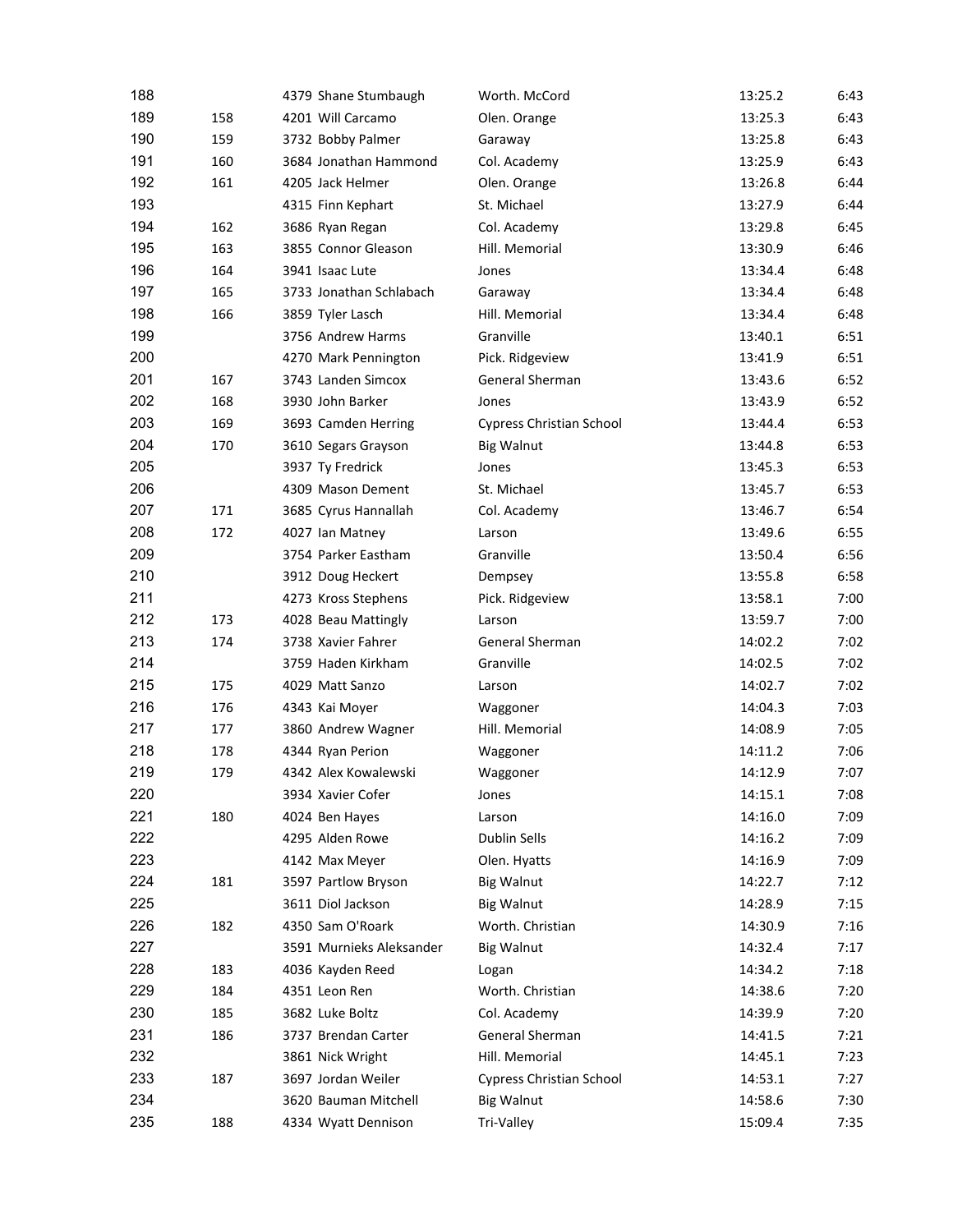| | | | | | | |
|---|---|---|---|---|---|---|
| 188 | | 4379 | Shane Stumbaugh | Worth. McCord | 13:25.2 | 6:43 |
| 189 | 158 | 4201 | Will Carcamo | Olen. Orange | 13:25.3 | 6:43 |
| 190 | 159 | 3732 | Bobby Palmer | Garaway | 13:25.8 | 6:43 |
| 191 | 160 | 3684 | Jonathan Hammond | Col. Academy | 13:25.9 | 6:43 |
| 192 | 161 | 4205 | Jack Helmer | Olen. Orange | 13:26.8 | 6:44 |
| 193 | | 4315 | Finn Kephart | St. Michael | 13:27.9 | 6:44 |
| 194 | 162 | 3686 | Ryan Regan | Col. Academy | 13:29.8 | 6:45 |
| 195 | 163 | 3855 | Connor Gleason | Hill. Memorial | 13:30.9 | 6:46 |
| 196 | 164 | 3941 | Isaac Lute | Jones | 13:34.4 | 6:48 |
| 197 | 165 | 3733 | Jonathan Schlabach | Garaway | 13:34.4 | 6:48 |
| 198 | 166 | 3859 | Tyler Lasch | Hill. Memorial | 13:34.4 | 6:48 |
| 199 | | 3756 | Andrew Harms | Granville | 13:40.1 | 6:51 |
| 200 | | 4270 | Mark Pennington | Pick. Ridgeview | 13:41.9 | 6:51 |
| 201 | 167 | 3743 | Landen Simcox | General Sherman | 13:43.6 | 6:52 |
| 202 | 168 | 3930 | John Barker | Jones | 13:43.9 | 6:52 |
| 203 | 169 | 3693 | Camden Herring | Cypress Christian School | 13:44.4 | 6:53 |
| 204 | 170 | 3610 | Segars Grayson | Big Walnut | 13:44.8 | 6:53 |
| 205 | | 3937 | Ty Fredrick | Jones | 13:45.3 | 6:53 |
| 206 | | 4309 | Mason Dement | St. Michael | 13:45.7 | 6:53 |
| 207 | 171 | 3685 | Cyrus Hannallah | Col. Academy | 13:46.7 | 6:54 |
| 208 | 172 | 4027 | Ian Matney | Larson | 13:49.6 | 6:55 |
| 209 | | 3754 | Parker Eastham | Granville | 13:50.4 | 6:56 |
| 210 | | 3912 | Doug Heckert | Dempsey | 13:55.8 | 6:58 |
| 211 | | 4273 | Kross Stephens | Pick. Ridgeview | 13:58.1 | 7:00 |
| 212 | 173 | 4028 | Beau Mattingly | Larson | 13:59.7 | 7:00 |
| 213 | 174 | 3738 | Xavier Fahrer | General Sherman | 14:02.2 | 7:02 |
| 214 | | 3759 | Haden Kirkham | Granville | 14:02.5 | 7:02 |
| 215 | 175 | 4029 | Matt Sanzo | Larson | 14:02.7 | 7:02 |
| 216 | 176 | 4343 | Kai Moyer | Waggoner | 14:04.3 | 7:03 |
| 217 | 177 | 3860 | Andrew Wagner | Hill. Memorial | 14:08.9 | 7:05 |
| 218 | 178 | 4344 | Ryan Perion | Waggoner | 14:11.2 | 7:06 |
| 219 | 179 | 4342 | Alex Kowalewski | Waggoner | 14:12.9 | 7:07 |
| 220 | | 3934 | Xavier Cofer | Jones | 14:15.1 | 7:08 |
| 221 | 180 | 4024 | Ben Hayes | Larson | 14:16.0 | 7:09 |
| 222 | | 4295 | Alden Rowe | Dublin Sells | 14:16.2 | 7:09 |
| 223 | | 4142 | Max Meyer | Olen. Hyatts | 14:16.9 | 7:09 |
| 224 | 181 | 3597 | Partlow Bryson | Big Walnut | 14:22.7 | 7:12 |
| 225 | | 3611 | Diol Jackson | Big Walnut | 14:28.9 | 7:15 |
| 226 | 182 | 4350 | Sam O'Roark | Worth. Christian | 14:30.9 | 7:16 |
| 227 | | 3591 | Murnieks Aleksander | Big Walnut | 14:32.4 | 7:17 |
| 228 | 183 | 4036 | Kayden Reed | Logan | 14:34.2 | 7:18 |
| 229 | 184 | 4351 | Leon Ren | Worth. Christian | 14:38.6 | 7:20 |
| 230 | 185 | 3682 | Luke Boltz | Col. Academy | 14:39.9 | 7:20 |
| 231 | 186 | 3737 | Brendan Carter | General Sherman | 14:41.5 | 7:21 |
| 232 | | 3861 | Nick Wright | Hill. Memorial | 14:45.1 | 7:23 |
| 233 | 187 | 3697 | Jordan Weiler | Cypress Christian School | 14:53.1 | 7:27 |
| 234 | | 3620 | Bauman Mitchell | Big Walnut | 14:58.6 | 7:30 |
| 235 | 188 | 4334 | Wyatt Dennison | Tri-Valley | 15:09.4 | 7:35 |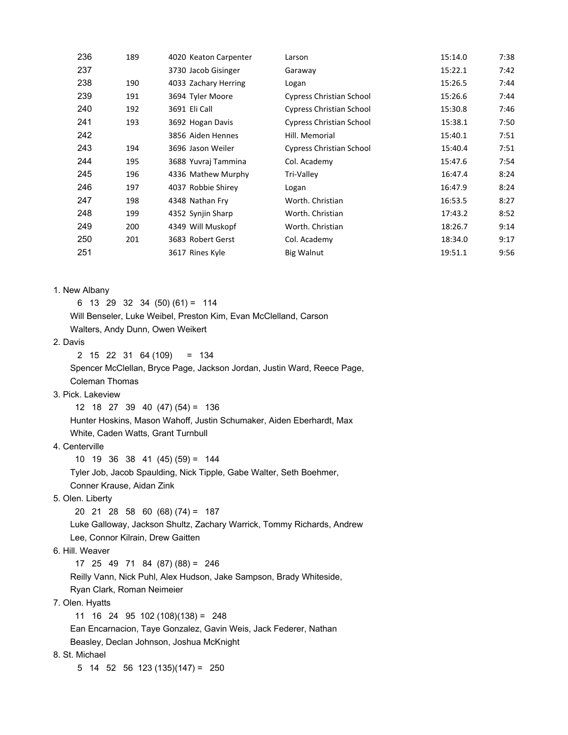| | | | | | |
|---|---|---|---|---|---|
| 236 | 189 | 4020 Keaton Carpenter | Larson | 15:14.0 | 7:38 |
| 237 | | 3730 Jacob Gisinger | Garaway | 15:22.1 | 7:42 |
| 238 | 190 | 4033 Zachary Herring | Logan | 15:26.5 | 7:44 |
| 239 | 191 | 3694 Tyler Moore | Cypress Christian School | 15:26.6 | 7:44 |
| 240 | 192 | 3691 Eli Call | Cypress Christian School | 15:30.8 | 7:46 |
| 241 | 193 | 3692 Hogan Davis | Cypress Christian School | 15:38.1 | 7:50 |
| 242 | | 3856 Aiden Hennes | Hill. Memorial | 15:40.1 | 7:51 |
| 243 | 194 | 3696 Jason Weiler | Cypress Christian School | 15:40.4 | 7:51 |
| 244 | 195 | 3688 Yuvraj Tammina | Col. Academy | 15:47.6 | 7:54 |
| 245 | 196 | 4336 Mathew Murphy | Tri-Valley | 16:47.4 | 8:24 |
| 246 | 197 | 4037 Robbie Shirey | Logan | 16:47.9 | 8:24 |
| 247 | 198 | 4348 Nathan Fry | Worth. Christian | 16:53.5 | 8:27 |
| 248 | 199 | 4352 Synjin Sharp | Worth. Christian | 17:43.2 | 8:52 |
| 249 | 200 | 4349 Will Muskopf | Worth. Christian | 18:26.7 | 9:14 |
| 250 | 201 | 3683 Robert Gerst | Col. Academy | 18:34.0 | 9:17 |
| 251 | | 3617 Rines Kyle | Big Walnut | 19:51.1 | 9:56 |

1. New Albany
   6 13 29 32 34 (50) (61) = 114
   Will Benseler, Luke Weibel, Preston Kim, Evan McClelland, Carson Walters, Andy Dunn, Owen Weikert
2. Davis
   2 15 22 31 64 (109) = 134
   Spencer McClellan, Bryce Page, Jackson Jordan, Justin Ward, Reece Page, Coleman Thomas
3. Pick. Lakeview
   12 18 27 39 40 (47) (54) = 136
   Hunter Hoskins, Mason Wahoff, Justin Schumaker, Aiden Eberhardt, Max White, Caden Watts, Grant Turnbull
4. Centerville
   10 19 36 38 41 (45) (59) = 144
   Tyler Job, Jacob Spaulding, Nick Tipple, Gabe Walter, Seth Boehmer, Conner Krause, Aidan Zink
5. Olen. Liberty
   20 21 28 58 60 (68) (74) = 187
   Luke Galloway, Jackson Shultz, Zachary Warrick, Tommy Richards, Andrew Lee, Connor Kilrain, Drew Gaitten
6. Hill. Weaver
   17 25 49 71 84 (87) (88) = 246
   Reilly Vann, Nick Puhl, Alex Hudson, Jake Sampson, Brady Whiteside, Ryan Clark, Roman Neimeier
7. Olen. Hyatts
   11 16 24 95 102 (108)(138) = 248
   Ean Encarnacion, Taye Gonzalez, Gavin Weis, Jack Federer, Nathan Beasley, Declan Johnson, Joshua McKnight
8. St. Michael
   5 14 52 56 123 (135)(147) = 250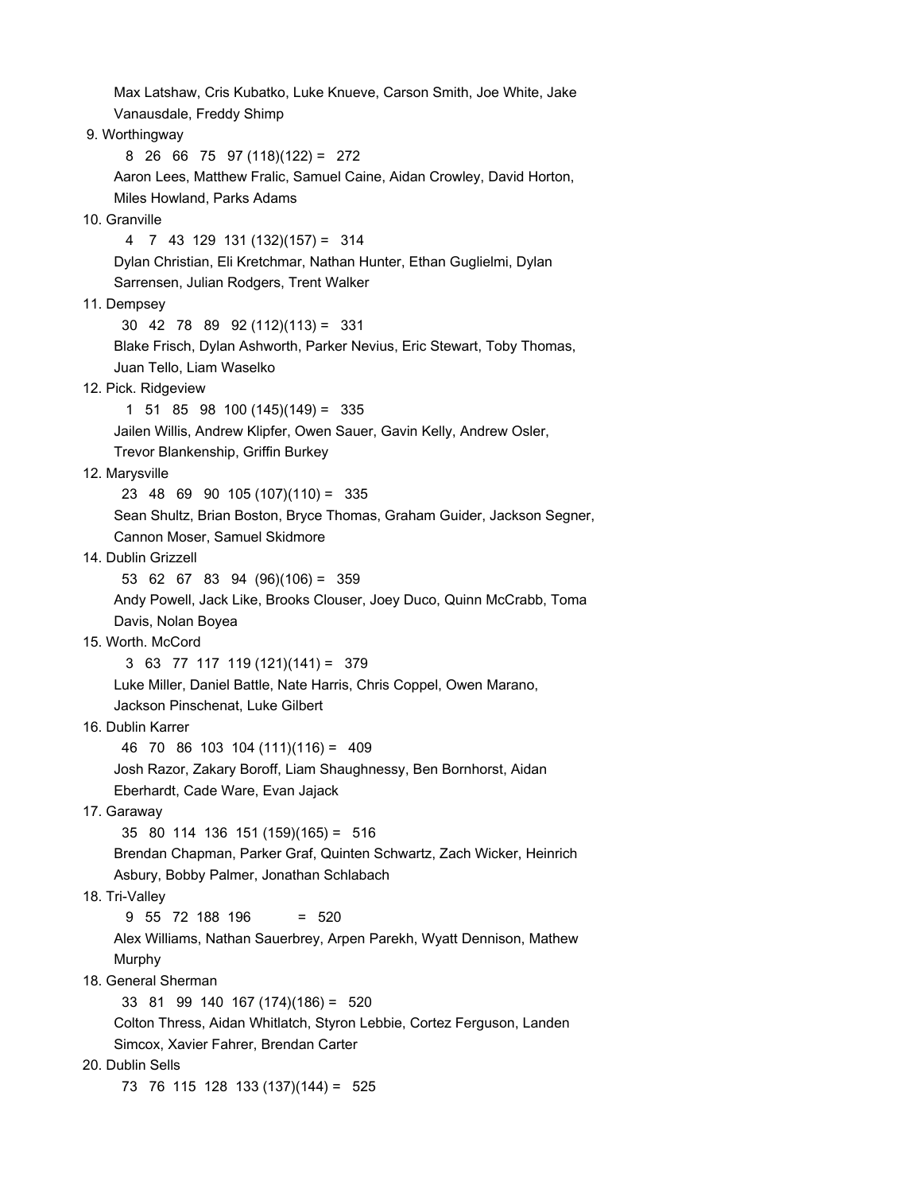Max Latshaw, Cris Kubatko, Luke Knueve, Carson Smith, Joe White, Jake Vanausdale, Freddy Shimp

9. Worthingway
    8 26 66 75 97 (118)(122) = 272
    Aaron Lees, Matthew Fralic, Samuel Caine, Aidan Crowley, David Horton, Miles Howland, Parks Adams

10. Granville
    4 7 43 129 131 (132)(157) = 314
    Dylan Christian, Eli Kretchmar, Nathan Hunter, Ethan Guglielmi, Dylan Sarrensen, Julian Rodgers, Trent Walker

11. Dempsey
    30 42 78 89 92 (112)(113) = 331
    Blake Frisch, Dylan Ashworth, Parker Nevius, Eric Stewart, Toby Thomas, Juan Tello, Liam Waselko

12. Pick. Ridgeview
    1 51 85 98 100 (145)(149) = 335
    Jailen Willis, Andrew Klipfer, Owen Sauer, Gavin Kelly, Andrew Osler, Trevor Blankenship, Griffin Burkey

12. Marysville
    23 48 69 90 105 (107)(110) = 335
    Sean Shultz, Brian Boston, Bryce Thomas, Graham Guider, Jackson Segner, Cannon Moser, Samuel Skidmore

14. Dublin Grizzell
    53 62 67 83 94 (96)(106) = 359
    Andy Powell, Jack Like, Brooks Clouser, Joey Duco, Quinn McCrabb, Toma Davis, Nolan Boyea

15. Worth. McCord
    3 63 77 117 119 (121)(141) = 379
    Luke Miller, Daniel Battle, Nate Harris, Chris Coppel, Owen Marano, Jackson Pinschenat, Luke Gilbert

16. Dublin Karrer
    46 70 86 103 104 (111)(116) = 409
    Josh Razor, Zakary Boroff, Liam Shaughnessy, Ben Bornhorst, Aidan Eberhardt, Cade Ware, Evan Jajack

17. Garaway
    35 80 114 136 151 (159)(165) = 516
    Brendan Chapman, Parker Graf, Quinten Schwartz, Zach Wicker, Heinrich Asbury, Bobby Palmer, Jonathan Schlabach

18. Tri-Valley
    9 55 72 188 196 = 520
    Alex Williams, Nathan Sauerbrey, Arpen Parekh, Wyatt Dennison, Mathew Murphy

18. General Sherman
    33 81 99 140 167 (174)(186) = 520
    Colton Thress, Aidan Whitlatch, Styron Lebbie, Cortez Ferguson, Landen Simcox, Xavier Fahrer, Brendan Carter

20. Dublin Sells
    73 76 115 128 133 (137)(144) = 525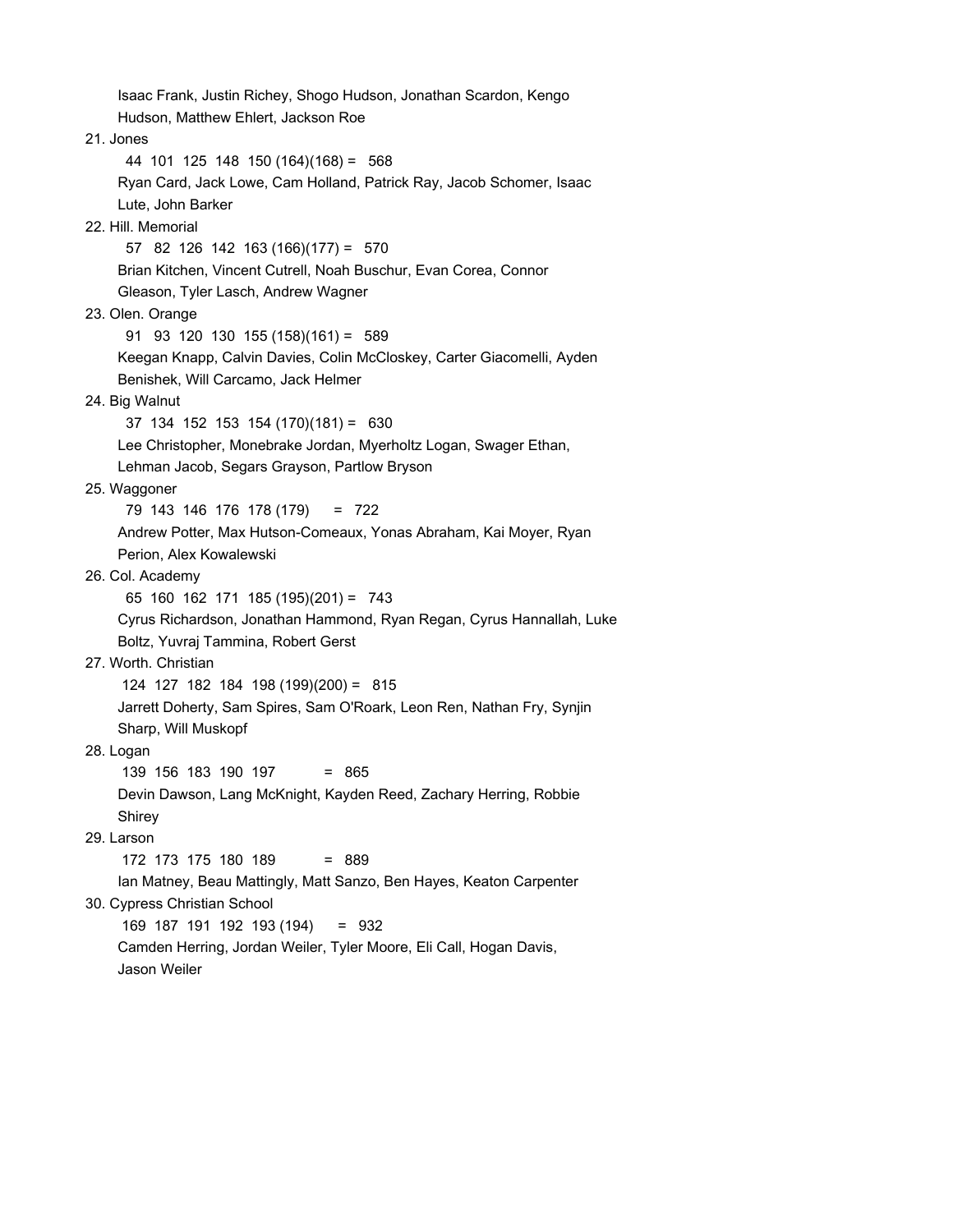Isaac Frank, Justin Richey, Shogo Hudson, Jonathan Scardon, Kengo Hudson, Matthew Ehlert, Jackson Roe

21. Jones

    44 101 125 148 150 (164)(168) = 568

    Ryan Card, Jack Lowe, Cam Holland, Patrick Ray, Jacob Schomer, Isaac Lute, John Barker

22. Hill. Memorial

    57 82 126 142 163 (166)(177) = 570

    Brian Kitchen, Vincent Cutrell, Noah Buschur, Evan Corea, Connor Gleason, Tyler Lasch, Andrew Wagner

23. Olen. Orange

    91 93 120 130 155 (158)(161) = 589

    Keegan Knapp, Calvin Davies, Colin McCloskey, Carter Giacomelli, Ayden Benishek, Will Carcamo, Jack Helmer

24. Big Walnut

    37 134 152 153 154 (170)(181) = 630

    Lee Christopher, Monebrake Jordan, Myerholtz Logan, Swager Ethan, Lehman Jacob, Segars Grayson, Partlow Bryson

25. Waggoner

    79 143 146 176 178 (179) = 722

    Andrew Potter, Max Hutson-Comeaux, Yonas Abraham, Kai Moyer, Ryan Perion, Alex Kowalewski

26. Col. Academy

    65 160 162 171 185 (195)(201) = 743

    Cyrus Richardson, Jonathan Hammond, Ryan Regan, Cyrus Hannallah, Luke Boltz, Yuvraj Tammina, Robert Gerst

27. Worth. Christian

    124 127 182 184 198 (199)(200) = 815

    Jarrett Doherty, Sam Spires, Sam O'Roark, Leon Ren, Nathan Fry, Synjin Sharp, Will Muskopf

28. Logan

    139 156 183 190 197 = 865

    Devin Dawson, Lang McKnight, Kayden Reed, Zachary Herring, Robbie Shirey

29. Larson

    172 173 175 180 189 = 889

    Ian Matney, Beau Mattingly, Matt Sanzo, Ben Hayes, Keaton Carpenter

30. Cypress Christian School

    169 187 191 192 193 (194) = 932

    Camden Herring, Jordan Weiler, Tyler Moore, Eli Call, Hogan Davis, Jason Weiler